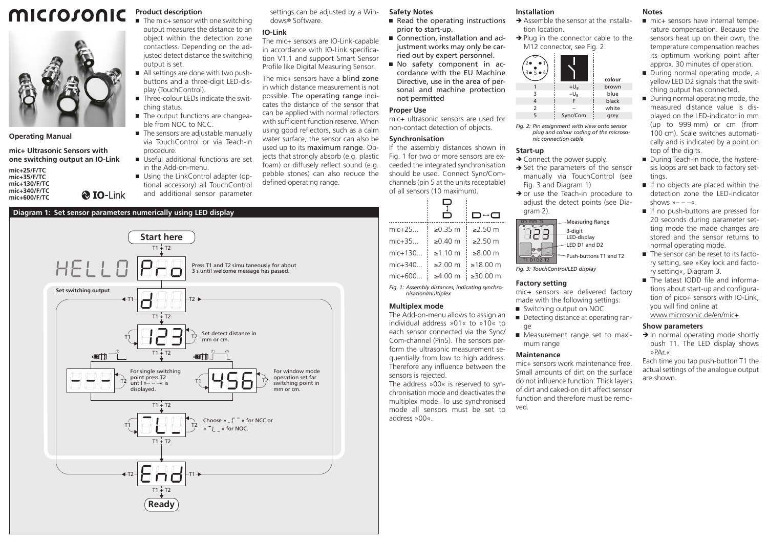# microsonic

**Operating Manual**

**mic+ Ultrasonic Sensors with one switching output an IO-Link**

**mic+25/F/TC**
**mic+35/F/TC**
**mic+130/F/TC**
**mic+340/F/TC**
**mic+600/F/TC**

IO-Link

## Product description

- The mic+ sensor with one switching output measures the distance to an object within the detection zone contactless. Depending on the adjusted detect distance the switching output is set.
- All settings are done with two push-buttons and a three-digit LED-display (TouchControl).
- Three-colour LEDs indicate the switching status.
- The output functions are changeable from NOC to NCC.
- The sensors are adjustable manually via TouchControl or via Teach-in procedure.
- Useful additional functions are set in the Add-on-menu.
- Using the LinkControl adapter (optional accessory) all TouchControl and additional sensor parameter settings can be adjusted by a Windows® Software.

## IO-Link

The mic+ sensors are IO-Link-capable in accordance with IO-Link specification V1.1 and support Smart Sensor Profile like Digital Measuring Sensor.

The mic+ sensors have a **blind zone** in which distance measurement is not possible. The **operating range** indicates the distance of the sensor that can be applied with normal reflectors with sufficient function reserve. When using good reflectors, such as a calm water surface, the sensor can also be used up to its **maximum range**. Objects that strongly absorb (e.g. plastic foam) or diffusely reflect sound (e.g. pebble stones) can also reduce the defined operating range.

## Diagram 1: Set sensor parameters numerically using LED display

**Start here**

T1 + T2

HELLO → Pro — Press T1 and T2 simultaneously for about 3 s until welcome message has passed.

**Set switching output**

d — T1 / T2

T1 + T2

123 — Set detect distance in mm or cm.

T1 + T2

- - - — For single switching point press T2 until »– – –« is displayed.

456 — For window mode operation set far switching point in mm or cm.

T1 + T2

Choose » ‗⎾‾ « for NCC or » ‾⎿‗ « for NOC.

T1 + T2

End — T2 / T1

T1 + T2

**Ready**

## Safety Notes

- Read the operating instructions prior to start-up.
- Connection, installation and adjustment works may only be carried out by expert personnel.
- No safety component in accordance with the EU Machine Directive, use in the area of personal and machine protection not permitted

## Proper Use

mic+ ultrasonic sensors are used for non-contact detection of objects.

## Synchronisation

If the assembly distances shown in Fig. 1 for two or more sensors are exceeded the integrated synchronisation should be used. Connect Sync/Com-channels (pin 5 at the units receptable) of all sensors (10 maximum).

| | | |
|---|---|---|
| mic+25... | ≥0.35 m | ≥2.50 m |
| mic+35... | ≥0.40 m | ≥2.50 m |
| mic+130... | ≥1.10 m | ≥8.00 m |
| mic+340... | ≥2.00 m | ≥18.00 m |
| mic+600... | ≥4.00 m | ≥30.00 m |

*Fig. 1: Assembly distances, indicating synchronisation/multiplex*

## Multiplex mode

The Add-on-menu allows to assign an individual address »01« to »10« to each sensor connected via the Sync/Com-channel (Pin5). The sensors perform the ultrasonic measurement sequentially from low to high address. Therefore any influence between the sensors is rejected.

The address »00« is reserved to synchronisation mode and deactivates the multiplex mode. To use synchronised mode all sensors must be set to address »00«.

## Installation

→ Assemble the sensor at the installation location.

→ Plug in the connector cable to the M12 connector, see Fig. 2.

| | | colour |
|---|---|---|
| 1 | $+U_B$ | brown |
| 3 | $-U_B$ | blue |
| 4 | F | black |
| 2 | – | white |
| 5 | Sync/Com | grey |

*Fig. 2: Pin assignment with view onto sensor plug and colour coding of the microsonic connection cable*

## Start-up

→ Connect the power supply.

→ Set the parameters of the sensor manually via TouchControl (see Fig. 3 and Diagram 1)

→ or use the Teach-in procedure to adjust the detect points (see Diagram 2).

Measuring Range
3-digit LED-display
LED D1 and D2
Push-buttons T1 and T2

*Fig. 3: TouchControl/LED display*

## Factory setting

mic+ sensors are delivered factory made with the following settings:

- Switching output on NOC
- Detecting distance at operating range
- Measurement range set to maximum range

## Maintenance

mic+ sensors work maintenance free. Small amounts of dirt on the surface do not influence function. Thick layers of dirt and caked-on dirt affect sensor function and therefore must be removed.

## Notes

- mic+ sensors have internal temperature compensation. Because the sensors heat up on their own, the temperature compensation reaches its optimum working point after approx. 30 minutes of operation.
- During normal operating mode, a yellow LED D2 signals that the switching output has connected.
- During normal operating mode, the measured distance value is displayed on the LED-indicator in mm (up to 999 mm) or cm (from 100 cm). Scale switches automatically and is indicated by a point on top of the digits.
- During Teach-in mode, the hysteresis loops are set back to factory settings.
- If no objects are placed within the detection zone the LED-indicator shows »– – –«.
- If no push-buttons are pressed for 20 seconds during parameter setting mode the made changes are stored and the sensor returns to normal operating mode.
- The sensor can be reset to its factory setting, see »Key lock and factory setting«, Diagram 3.
- The latest IODD file and informations about start-up and configuration of pico+ sensors with IO-Link, you will find online at www.microsonic.de/en/mic+.

## Show parameters

→ In normal operating mode shortly push T1. The LED display shows »PAr.«

Each time you tap push-button T1 the actual settings of the analogue output are shown.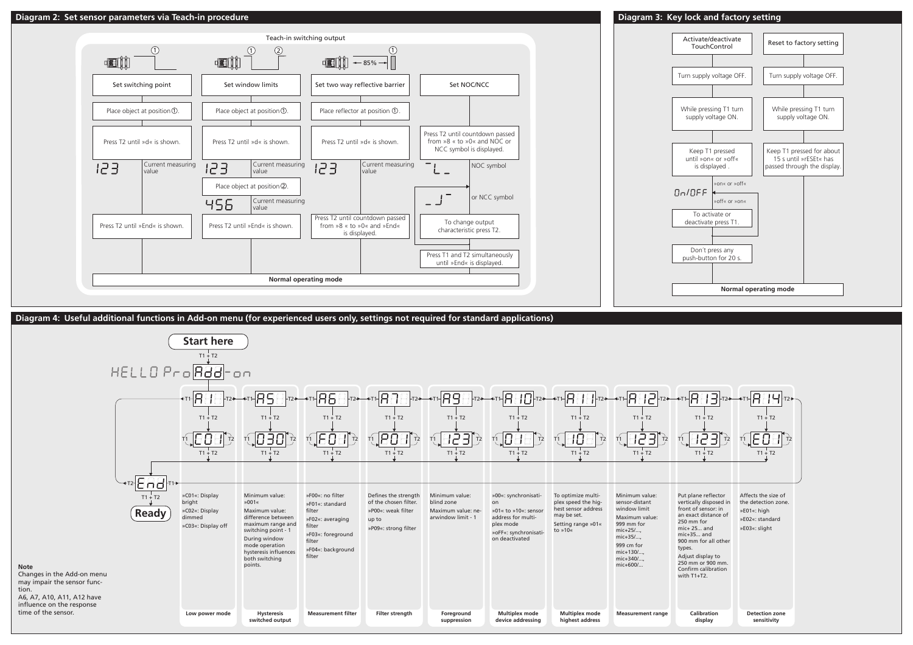## Diagram 2: Set sensor parameters via Teach-in procedure

Teach-in switching output

| Set switching point | Set window limits | Set two way reflective barrier | Set NOC/NCC |
|---|---|---|---|
| Place object at position ①. | Place object at position ①. | Place reflector at position ①. | |
| Press T2 until »d« is shown. | Press T2 until »d« is shown. | Press T2 until »d« is shown. | Press T2 until countdown passed from »8 « to »0« and NOC or NCC symbol is displayed. |
| 123 Current measuring value | 123 Current measuring value | 123 Current measuring value | NOC symbol |
| | Place object at position ②. | | or NCC symbol |
| | 456 Current measuring value | | |
| Press T2 until »End« is shown. | Press T2 until »End« is shown. | Press T2 until countdown passed from »8 « to »0« and »End« is displayed. | To change output characteristic press T2. |
| | | | Press T1 and T2 simultaneously until »End« is displayed. |

Normal operating mode

(85 % – two way reflective barrier)

## Diagram 3: Key lock and factory setting

| Activate/deactivate TouchControl | Reset to factory setting |
|---|---|
| Turn supply voltage OFF. | Turn supply voltage OFF. |
| While pressing T1 turn supply voltage ON. | While pressing T1 turn supply voltage ON. |
| Keep T1 pressed until »on« or »off« is displayed . | Keep T1 pressed for about 15 s until »rESEt« has passed through the display. |
| On/OFF (»on« or »off« / »off« or »on«) | |
| To activate or deactivate press T1. | |
| Don´t press any push-button for 20 s. | |

Normal operating mode

## Diagram 4: Useful additional functions in Add-on menu (for experienced users only, settings not required for standard applications)

**Start here**

T1 + T2

HELLO Pro Add-on

T1 + T2 → End → **Ready**

| Parameter | Example value | Description | Function |
|---|---|---|---|
| A1 | C01 | »C01«: Display bright<br>»C02«: Display dimmed<br>»C03«: Display off | Low power mode |
| A5 | 030 | Minimum value: »001«<br>Maximum value: difference between maximum range and switching point - 1<br>During window mode operation hysteresis influences both switching points. | Hysteresis switched output |
| A6 | F01 | »F00«: no filter<br>»F01«: standard filter<br>»F02«: averaging filter<br>»F03«: foreground filter<br>»F04«: background filter | Measurement filter |
| A7 | P01 | Defines the strength of the chosen filter.<br>»P00«: weak filter up to<br>»P09«: strong filter | Filter strength |
| A9 | 123 | Minimum value: blind zone<br>Maximum value: nearwindow limit - 1 | Foreground suppression |
| A10 | 01 | »00«: synchronisation<br>»01« to »10«: sensor address for multiplex mode<br>»oFF«: synchronisation deactivated | Multiplex mode device addressing |
| A11 | 10 | To optimize multiplex speed the highest sensor address may be set.<br>Setting range »01« to »10« | Multiplex mode highest address |
| A12 | 123 | Minimum value: sensor-distant window limit<br>Maximum value: 999 mm for mic+25/..., mic+35/...,<br>999 cm for mic+130/..., mic+340/..., mic+600/... | Measurement range |
| A13 | 123 | Put plane reflector vertically disposed in front of sensor: in an exact distance of 250 mm for mic+ 25... and mic+35... and 900 mm for all other types.<br>Adjust display to 250 mm or 900 mm. Confirm calibration with T1+T2. | Calibration display |
| A14 | E01 | Affects the size of the detection zone.<br>»E01«: high<br>»E02«: standard<br>»E03«: slight | Detection zone sensitivity |

Navigation: T1 / T2 to move between parameters; T1 + T2 to enter/confirm a value; T1 / T2 to change value.

**Note**
Changes in the Add-on menu may impair the sensor function.
A6, A7, A10, A11, A12 have influence on the response time of the sensor.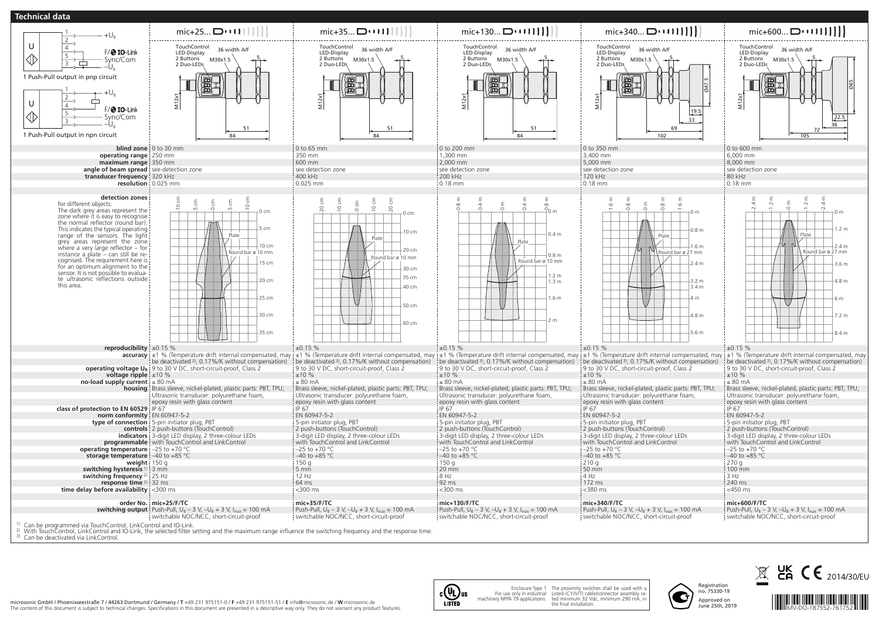## Technical data

1 Push-Pull output in pnp circuit

1 Push-Pull output in npn circuit

| | mic+25... | mic+35... | mic+130... | mic+340... | mic+600... |
|---|---|---|---|---|---|
| blind zone | 0 to 30 mm | 0 to 65 mm | 0 to 200 mm | 0 to 350 mm | 0 to 600 mm |
| operating range | 250 mm | 350 mm | 1,300 mm | 3,400 mm | 6,000 mm |
| maximum range | 350 mm | 600 mm | 2,000 mm | 5,000 mm | 8,000 mm |
| angle of beam spread | see detection zone | see detection zone | see detection zone | see detection zone | see detection zone |
| transducer frequency | 320 kHz | 400 kHz | 200 kHz | 120 kHz | 80 kHz |
| resolution | 0.025 mm | 0.025 mm | 0.18 mm | 0.18 mm | 0.18 mm |
| detection zones for different objects: The dark grey areas represent the zone where it is easy to recognise the normal reflector (round bar). This indicates the typical operating range of the sensors. The light grey areas represent the zone where a very large reflector – for instance a plate – can still be recognised. The requirement here is for an optimum alignment to the sensor. It is not possible to evaluate ultrasonic reflections outside this area. | | | | | |
| reproducibility | ±0.15 % | ±0.15 % | ±0.15 % | ±0.15 % | ±0.15 % |
| accuracy | ±1 % (Temperature drift internal compensated, may be deactivated [3]), 0.17%/K without compensation) | ±1 % (Temperature drift internal compensated, may be deactivated [3]), 0.17%/K without compensation) | ±1 % (Temperature drift internal compensated, may be deactivated [3]), 0.17%/K without compensation) | ±1 % (Temperature drift internal compensated, may be deactivated [3]), 0.17%/K without compensation) | ±1 % (Temperature drift internal compensated, may be deactivated [3]), 0.17%/K without compensation) |
| operating voltage $U_B$ | 9 to 30 V DC, short-circuit-proof, Class 2 | 9 to 30 V DC, short-circuit-proof, Class 2 | 9 to 30 V DC, short-circuit-proof, Class 2 | 9 to 30 V DC, short-circuit-proof, Class 2 | 9 to 30 V DC, short-circuit-proof, Class 2 |
| voltage ripple | ±10 % | ±10 % | ±10 % | ±10 % | ±10 % |
| no-load supply current | ≤ 80 mA | ≤ 80 mA | ≤ 80 mA | ≤ 80 mA | ≤ 80 mA |
| housing | Brass sleeve, nickel-plated, plastic parts: PBT, TPU; Ultrasonic transducer: polyurethane foam, epoxy resin with glass content | Brass sleeve, nickel-plated, plastic parts: PBT, TPU; Ultrasonic transducer: polyurethane foam, epoxy resin with glass content | Brass sleeve, nickel-plated, plastic parts: PBT, TPU; Ultrasonic transducer: polyurethane foam, epoxy resin with glass content | Brass sleeve, nickel-plated, plastic parts: PBT, TPU; Ultrasonic transducer: polyurethane foam, epoxy resin with glass content | Brass sleeve, nickel-plated, plastic parts: PBT, TPU; Ultrasonic transducer: polyurethane foam, epoxy resin with glass content |
| class of protection to EN 60529 | IP 67 | IP 67 | IP 67 | IP 67 | IP 67 |
| norm conformity | EN 60947-5-2 | EN 60947-5-2 | EN 60947-5-2 | EN 60947-5-2 | EN 60947-5-2 |
| type of connection | 5-pin initiator plug, PBT | 5-pin initiator plug, PBT | 5-pin initiator plug, PBT | 5-pin initiator plug, PBT | 5-pin initiator plug, PBT |
| controls | 2 push-buttons (TouchControl) | 2 push-buttons (TouchControl) | 2 push-buttons (TouchControl) | 2 push-buttons (TouchControl) | 2 push-buttons (TouchControl) |
| indicators | 3-digit LED display, 2 three-colour LEDs | 3-digit LED display, 2 three-colour LEDs | 3-digit LED display, 2 three-colour LEDs | 3-digit LED display, 2 three-colour LEDs | 3-digit LED display, 2 three-colour LEDs |
| programmable | with TouchControl and LinkControl | with TouchControl and LinkControl | with TouchControl and LinkControl | with TouchControl and LinkControl | with TouchControl and LinkControl |
| operating temperature | –25 to +70 °C | –25 to +70 °C | –25 to +70 °C | –25 to +70 °C | –25 to +70 °C |
| storage temperature | –40 to +85 °C | –40 to +85 °C | –40 to +85 °C | –40 to +85 °C | –40 to +85 °C |
| weight | 150 g | 150 g | 150 g | 210 g | 270 g |
| switching hysteresis [1] | 3 mm | 5 mm | 20 mm | 50 mm | 100 mm |
| switching frequency [2] | 25 Hz | 12 Hz | 8 Hz | 4 Hz | 3 Hz |
| response time [2] | 32 ms | 64 ms | 92 ms | 172 ms | 240 ms |
| time delay before availability | <300 ms | <300 ms | <300 ms | <380 ms | <450 ms |
| order No. | mic+25/F/TC | mic+35/F/TC | mic+130/F/TC | mic+340/F/TC | mic+600/F/TC |
| switching output | Push-Pull, $U_B$ – 3 V, $–U_B$ + 3 V, $I_{max}$ = 100 mA switchable NOC/NCC, short-circuit-proof | Push-Pull, $U_B$ – 3 V, $–U_B$ + 3 V, $I_{max}$ = 100 mA switchable NOC/NCC, short-circuit-proof | Push-Pull, $U_B$ – 3 V, $–U_B$ + 3 V, $I_{max}$ = 100 mA switchable NOC/NCC, short-circuit-proof | Push-Pull, $U_B$ – 3 V, $–U_B$ + 3 V, $I_{max}$ = 100 mA switchable NOC/NCC, short-circuit-proof | Push-Pull, $U_B$ – 3 V, $–U_B$ + 3 V, $I_{max}$ = 100 mA switchable NOC/NCC, short-circuit-proof |

[1] Can be programmed via TouchControl, LinkControl and IO-Link.
[2] With TouchControl, LinkControl and IO-Link, the selected filter setting and the maximum range influence the switching frequency and the response time.
[3] Can be deactivated via LinkControl.

Enclosure Type 1
For use only in industrial machinery NFPA 79 applications.

The proximity switches shall be used with a Listed (CYJV/7) cable/connector assembly rated minimum 32 Vdc, minimum 290 mA, in the final installation.

Registration no. 75330-19
Approved on June 25th, 2019

2014/30/EU

microsonic GmbH / Phoenixseestraße 7 / 44263 Dortmund / Germany / T +49 231 975151-0 / F +49 231 975151-51 / E info@microsonic.de / W microsonic.de
The content of this document is subject to technical changes. Specifications in this document are presented in a descriptive way only. They do not warrant any product features.

MV-DO-187552-761752